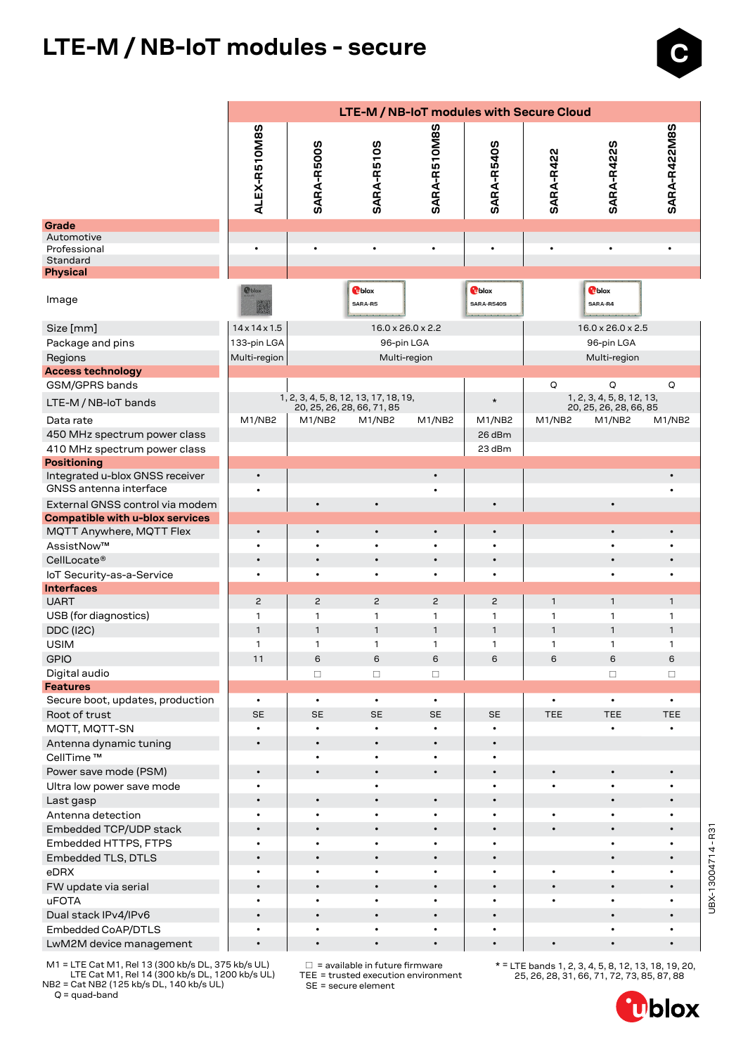# LTE-M / NB-IoT modules - secure

| | LTE-M / NB-IoT modules with Secure Cloud | | | | | | | |
|---|---|---|---|---|---|---|---|---|
| | ALEX-R510M8S | SARA-R500S | SARA-R510S | SARA-R510M8S | SARA-R540S | SARA-R422 | SARA-R422S | SARA-R422M8S |
| **Grade** | | | | | | | | |
| Automotive | | | | | | | | |
| Professional | • | • | • | • | • | • | • | • |
| Standard | | | | | | | | |
| **Physical** | | | | | | | | |
| Image | | | | | | | | |
| Size [mm] | 14 x 14 x 1.5 | 16.0 x 26.0 x 2.2 | | | | 16.0 x 26.0 x 2.5 | | |
| Package and pins | 133-pin LGA | 96-pin LGA | | | | 96-pin LGA | | |
| Regions | Multi-region | Multi-region | | | | Multi-region | | |
| **Access technology** | | | | | | | | |
| GSM/GPRS bands | | | | | | Q | Q | Q |
| LTE-M / NB-IoT bands | | 1, 2, 3, 4, 5, 8, 12, 13, 17, 18, 19, 20, 25, 26, 28, 66, 71, 85 | | | * | 1, 2, 3, 4, 5, 8, 12, 13, 20, 25, 26, 28, 66, 85 | | |
| Data rate | M1/NB2 | M1/NB2 | M1/NB2 | M1/NB2 | M1/NB2 | M1/NB2 | M1/NB2 | M1/NB2 |
| 450 MHz spectrum power class | | | | | 26 dBm | | | |
| 410 MHz spectrum power class | | | | | 23 dBm | | | |
| **Positioning** | | | | | | | | |
| Integrated u-blox GNSS receiver | • | | | • | | | | • |
| GNSS antenna interface | • | | | • | | | | • |
| External GNSS control via modem | | • | • | | • | | • | |
| **Compatible with u-blox services** | | | | | | | | |
| MQTT Anywhere, MQTT Flex | • | • | • | • | • | | • | • |
| AssistNow™ | • | • | • | • | • | | • | • |
| CellLocate® | • | • | • | • | • | | • | • |
| IoT Security-as-a-Service | • | • | • | • | • | | • | • |
| **Interfaces** | | | | | | | | |
| UART | 2 | 2 | 2 | 2 | 2 | 1 | 1 | 1 |
| USB (for diagnostics) | 1 | 1 | 1 | 1 | 1 | 1 | 1 | 1 |
| DDC (I2C) | 1 | 1 | 1 | 1 | 1 | 1 | 1 | 1 |
| USIM | 1 | 1 | 1 | 1 | 1 | 1 | 1 | 1 |
| GPIO | 11 | 6 | 6 | 6 | 6 | 6 | 6 | 6 |
| Digital audio | | □ | □ | □ | | | □ | □ |
| **Features** | | | | | | | | |
| Secure boot, updates, production | • | • | • | • | • | • | • | • |
| Root of trust | SE | SE | SE | SE | SE | TEE | TEE | TEE |
| MQTT, MQTT-SN | • | • | • | • | • | | • | • |
| Antenna dynamic tuning | • | • | • | • | • | | | |
| CellTime ™ | | • | • | • | • | | | |
| Power save mode (PSM) | • | • | • | • | • | • | • | • |
| Ultra low power save mode | • | | • | | • | • | • | • |
| Last gasp | • | • | • | • | • | | • | • |
| Antenna detection | • | • | • | • | • | • | • | • |
| Embedded TCP/UDP stack | • | • | • | • | • | • | • | • |
| Embedded HTTPS, FTPS | • | • | • | • | • | | • | • |
| Embedded TLS, DTLS | • | • | • | • | • | | • | • |
| eDRX | • | • | • | • | • | • | • | • |
| FW update via serial | • | • | • | • | • | • | • | • |
| uFOTA | • | • | • | • | • | • | • | • |
| Dual stack IPv4/IPv6 | • | • | • | • | • | | • | • |
| Embedded CoAP/DTLS | • | • | • | • | • | | • | • |
| LwM2M device management | • | • | • | • | • | • | • | • |

M1 = LTE Cat M1, Rel 13 (300 kb/s DL, 375 kb/s UL)
LTE Cat M1, Rel 14 (300 kb/s DL, 1200 kb/s UL)
NB2 = Cat NB2 (125 kb/s DL, 140 kb/s UL)
Q = quad-band

□ = available in future firmware
TEE = trusted execution environment
SE = secure element

* = LTE bands 1, 2, 3, 4, 5, 8, 12, 13, 18, 19, 20, 25, 26, 28, 31, 66, 71, 72, 73, 85, 87, 88

UBX-13004714 - R31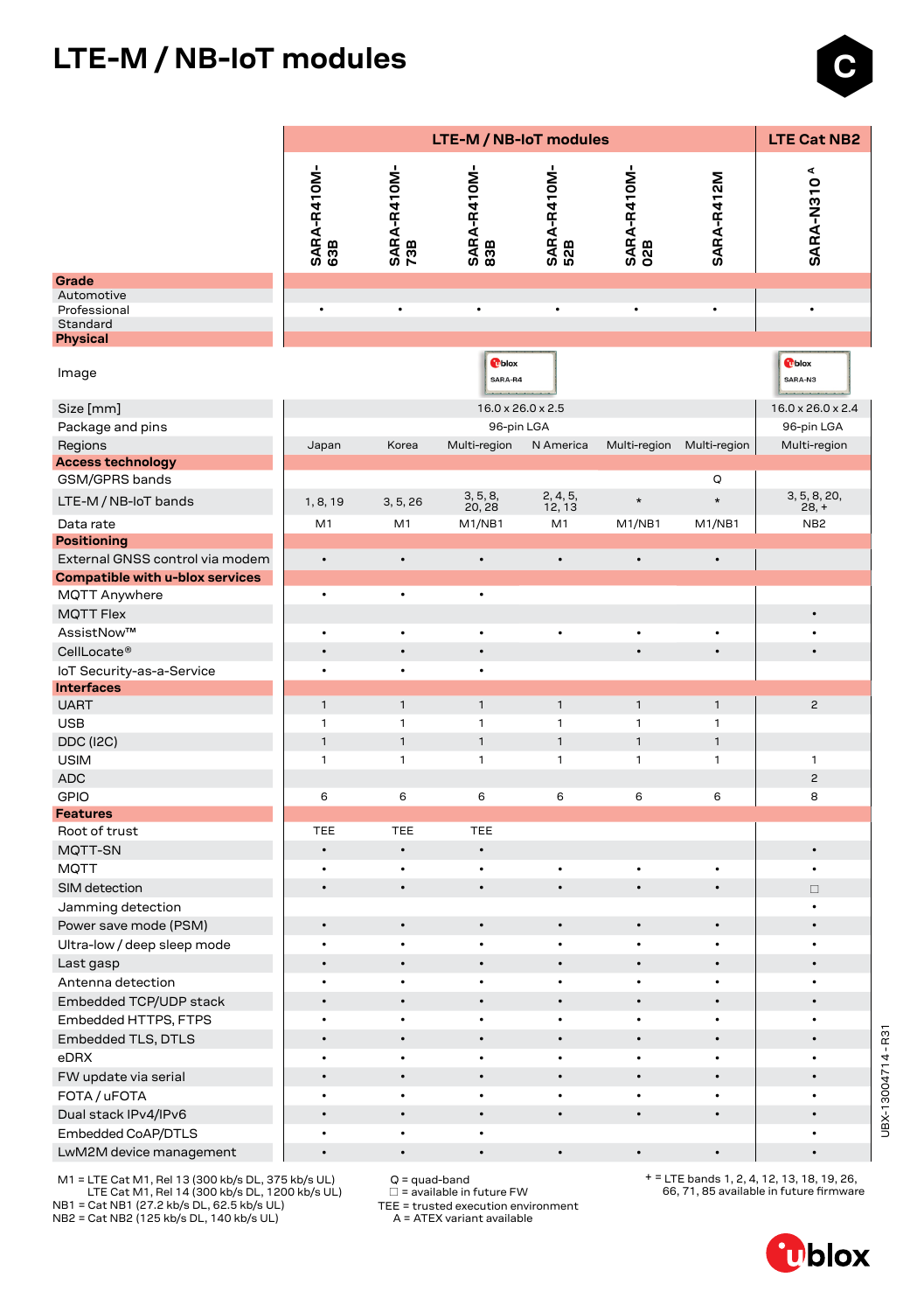# LTE-M / NB-IoT modules

| | LTE-M / NB-IoT modules | | | | | | LTE Cat NB2 |
|---|---|---|---|---|---|---|---|
| | SARA-R410M-63B | SARA-R410M-73B | SARA-R410M-83B | SARA-R410M-52B | SARA-R410M-02B | SARA-R412M | SARA-N310 A |
| **Grade** | | | | | | | |
| Automotive | | | | | | | |
| Professional | • | • | • | • | • | • | • |
| Standard | | | | | | | |
| **Physical** | | | | | | | |
| Image | | | | | | | |
| Size [mm] | 16.0 x 26.0 x 2.5 | | | | | | 16.0 x 26.0 x 2.4 |
| Package and pins | 96-pin LGA | | | | | | 96-pin LGA |
| Regions | Japan | Korea | Multi-region | N America | Multi-region | Multi-region | Multi-region |
| **Access technology** | | | | | | | |
| GSM/GPRS bands | | | | | | Q | |
| LTE-M / NB-IoT bands | 1, 8, 19 | 3, 5, 26 | 3, 5, 8, 20, 28 | 2, 4, 5, 12, 13 | * | * | 3, 5, 8, 20, 28, + |
| Data rate | M1 | M1 | M1/NB1 | M1 | M1/NB1 | M1/NB1 | NB2 |
| **Positioning** | | | | | | | |
| External GNSS control via modem | • | • | • | • | • | • | |
| **Compatible with u-blox services** | | | | | | | |
| MQTT Anywhere | • | • | • | | | | |
| MQTT Flex | | | | | | | • |
| AssistNow™ | • | • | • | • | • | • | • |
| CellLocate® | • | • | • | | • | • | • |
| IoT Security-as-a-Service | • | • | • | | | | |
| **Interfaces** | | | | | | | |
| UART | 1 | 1 | 1 | 1 | 1 | 1 | 2 |
| USB | 1 | 1 | 1 | 1 | 1 | 1 | |
| DDC (I2C) | 1 | 1 | 1 | 1 | 1 | 1 | |
| USIM | 1 | 1 | 1 | 1 | 1 | 1 | 1 |
| ADC | | | | | | | 2 |
| GPIO | 6 | 6 | 6 | 6 | 6 | 6 | 8 |
| **Features** | | | | | | | |
| Root of trust | TEE | TEE | TEE | | | | |
| MQTT-SN | • | • | • | | | | • |
| MQTT | • | • | • | • | • | • | • |
| SIM detection | • | • | • | • | • | • | □ |
| Jamming detection | | | | | | | • |
| Power save mode (PSM) | • | • | • | • | • | • | • |
| Ultra-low / deep sleep mode | • | • | • | • | • | • | • |
| Last gasp | • | • | • | • | • | • | • |
| Antenna detection | • | • | • | • | • | • | • |
| Embedded TCP/UDP stack | • | • | • | • | • | • | • |
| Embedded HTTPS, FTPS | • | • | • | • | • | • | • |
| Embedded TLS, DTLS | • | • | • | • | • | • | • |
| eDRX | • | • | • | • | • | • | • |
| FW update via serial | • | • | • | • | • | • | • |
| FOTA / uFOTA | • | • | • | • | • | • | • |
| Dual stack IPv4/IPv6 | • | • | • | • | • | • | • |
| Embedded CoAP/DTLS | • | • | • | | | | • |
| LwM2M device management | • | • | • | • | • | • | • |

M1 = LTE Cat M1, Rel 13 (300 kb/s DL, 375 kb/s UL)
LTE Cat M1, Rel 14 (300 kb/s DL, 1200 kb/s UL)
NB1 = Cat NB1 (27.2 kb/s DL, 62.5 kb/s UL)
NB2 = Cat NB2 (125 kb/s DL, 140 kb/s UL)

Q = quad-band
□ = available in future FW
TEE = trusted execution environment
A = ATEX variant available

+ = LTE bands 1, 2, 4, 12, 13, 18, 19, 26, 66, 71, 85 available in future firmware

UBX-13004714 - R31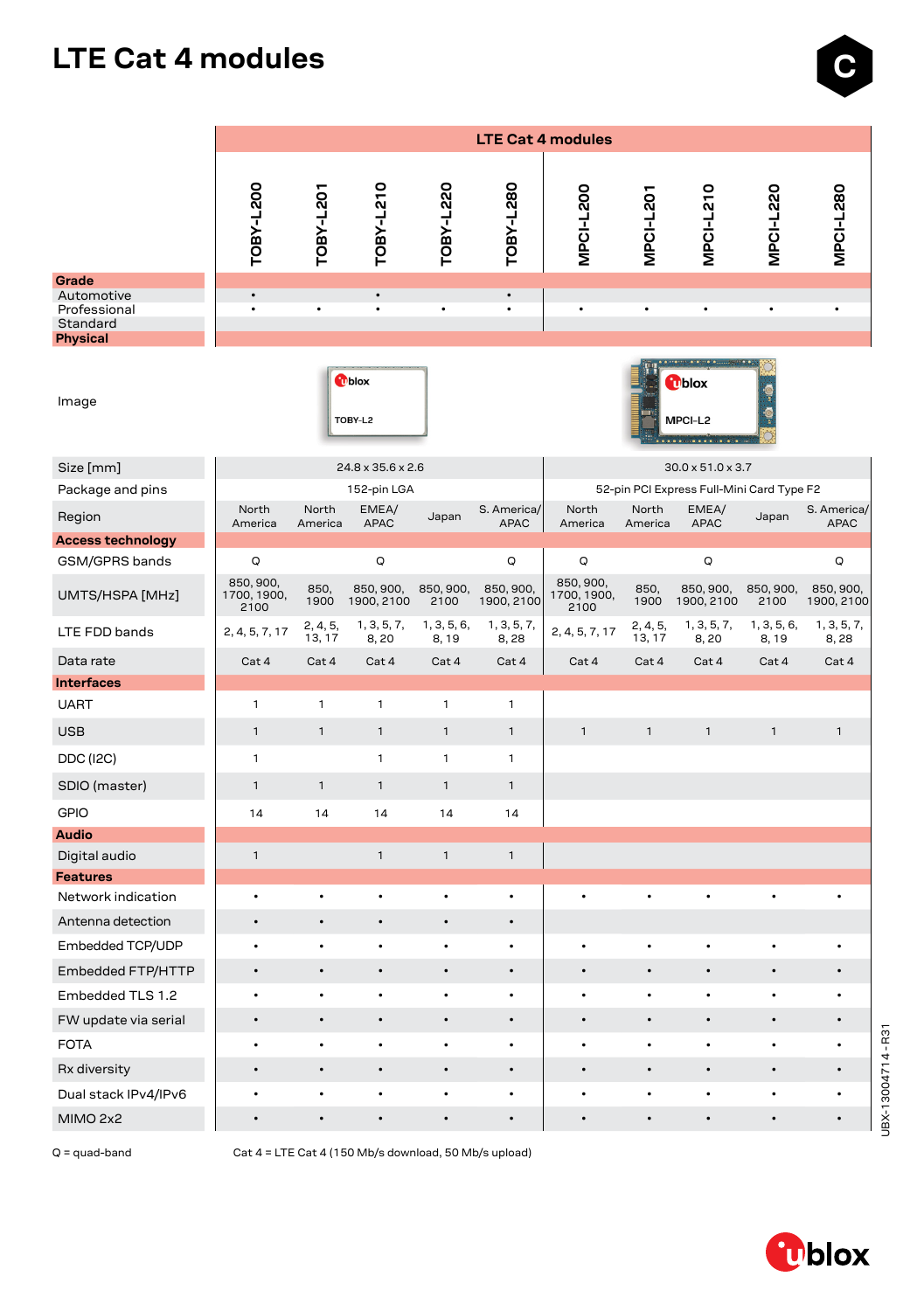# LTE Cat 4 modules

| | TOBY-L200 | TOBY-L201 | TOBY-L210 | TOBY-L220 | TOBY-L280 | MPCI-L200 | MPCI-L201 | MPCI-L210 | MPCI-L220 | MPCI-L280 |
|---|---|---|---|---|---|---|---|---|---|---|
| **Grade** | | | | | | | | | | |
| Automotive | • | | • | | • | | | | | |
| Professional | • | • | • | • | • | • | • | • | • | • |
| Standard | | | | | | | | | | |
| **Physical** | | | | | | | | | | |
| Image | | | | | | | | | | |
| Size [mm] | 24.8 x 35.6 x 2.6 | | | | | 30.0 x 51.0 x 3.7 | | | | |
| Package and pins | 152-pin LGA | | | | | 52-pin PCI Express Full-Mini Card Type F2 | | | | |
| Region | North America | North America | EMEA/ APAC | Japan | S. America/ APAC | North America | North America | EMEA/ APAC | Japan | S. America/ APAC |
| **Access technology** | | | | | | | | | | |
| GSM/GPRS bands | Q | | Q | | Q | Q | | Q | | Q |
| UMTS/HSPA [MHz] | 850, 900, 1700, 1900, 2100 | 850, 1900 | 850, 900, 1900, 2100 | 850, 900, 2100 | 850, 900, 1900, 2100 | 850, 900, 1700, 1900, 2100 | 850, 1900 | 850, 900, 1900, 2100 | 850, 900, 2100 | 850, 900, 1900, 2100 |
| LTE FDD bands | 2, 4, 5, 7, 17 | 2, 4, 5, 13, 17 | 1, 3, 5, 7, 8, 20 | 1, 3, 5, 6, 8, 19 | 1, 3, 5, 7, 8, 28 | 2, 4, 5, 7, 17 | 2, 4, 5, 13, 17 | 1, 3, 5, 7, 8, 20 | 1, 3, 5, 6, 8, 19 | 1, 3, 5, 7, 8, 28 |
| Data rate | Cat 4 | Cat 4 | Cat 4 | Cat 4 | Cat 4 | Cat 4 | Cat 4 | Cat 4 | Cat 4 | Cat 4 |
| **Interfaces** | | | | | | | | | | |
| UART | 1 | 1 | 1 | 1 | 1 | | | | | |
| USB | 1 | 1 | 1 | 1 | 1 | 1 | 1 | 1 | 1 | 1 |
| DDC (I2C) | 1 | | 1 | 1 | 1 | | | | | |
| SDIO (master) | 1 | 1 | 1 | 1 | 1 | | | | | |
| GPIO | 14 | 14 | 14 | 14 | 14 | | | | | |
| **Audio** | | | | | | | | | | |
| Digital audio | 1 | | 1 | 1 | 1 | | | | | |
| **Features** | | | | | | | | | | |
| Network indication | • | • | • | • | • | • | • | • | • | • |
| Antenna detection | • | • | • | • | • | | | | | |
| Embedded TCP/UDP | • | • | • | • | • | • | • | • | • | • |
| Embedded FTP/HTTP | • | • | • | • | • | • | • | • | • | • |
| Embedded TLS 1.2 | • | • | • | • | • | • | • | • | • | • |
| FW update via serial | • | • | • | • | • | • | • | • | • | • |
| FOTA | • | • | • | • | • | • | • | • | • | • |
| Rx diversity | • | • | • | • | • | • | • | • | • | • |
| Dual stack IPv4/IPv6 | • | • | • | • | • | • | • | • | • | • |
| MIMO 2x2 | • | • | • | • | • | • | • | • | • | • |

Q = quad-band

Cat 4 = LTE Cat 4 (150 Mb/s download, 50 Mb/s upload)

UBX-13004714 - R31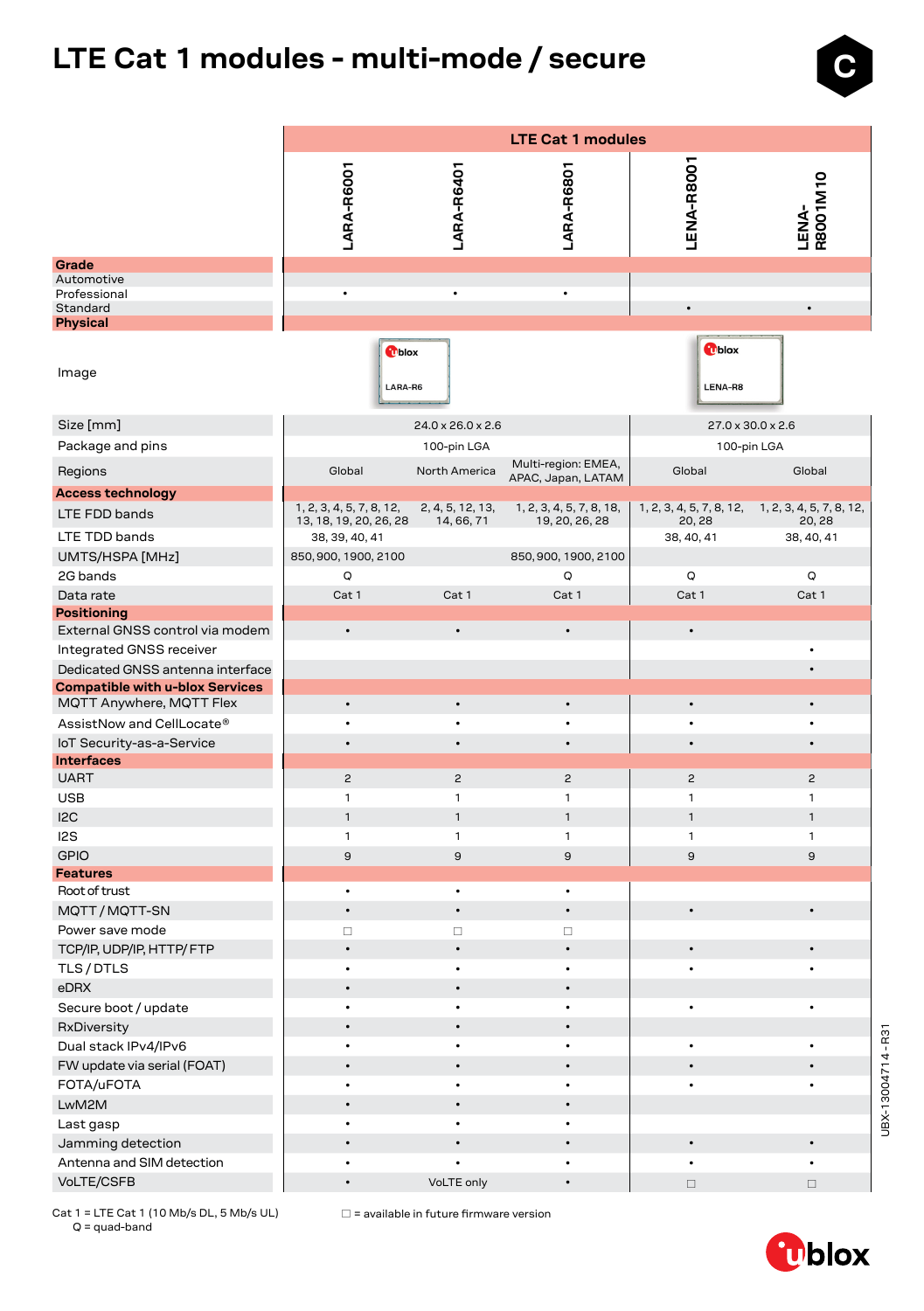# LTE Cat 1 modules - multi-mode / secure

| | LTE Cat 1 modules | | | | |
|---|---|---|---|---|---|
| | LARA-R6001 | LARA-R6401 | LARA-R6801 | LENA-R8001 | LENA-R8001M10 |
| **Grade** | | | | | |
| Automotive | | | | | |
| Professional | • | • | • | | |
| Standard | | | | • | • |
| **Physical** | | | | | |
| Image | | LARA-R6 | | LENA-R8 | |
| Size [mm] | 24.0 x 26.0 x 2.6 | | | 27.0 x 30.0 x 2.6 | |
| Package and pins | 100-pin LGA | | | 100-pin LGA | |
| Regions | Global | North America | Multi-region: EMEA, APAC, Japan, LATAM | Global | Global |
| **Access technology** | | | | | |
| LTE FDD bands | 1, 2, 3, 4, 5, 7, 8, 12, 13, 18, 19, 20, 26, 28 | 2, 4, 5, 12, 13, 14, 66, 71 | 1, 2, 3, 4, 5, 7, 8, 18, 19, 20, 26, 28 | 1, 2, 3, 4, 5, 7, 8, 12, 20, 28 | 1, 2, 3, 4, 5, 7, 8, 12, 20, 28 |
| LTE TDD bands | 38, 39, 40, 41 | | | 38, 40, 41 | 38, 40, 41 |
| UMTS/HSPA [MHz] | 850, 900, 1900, 2100 | | 850, 900, 1900, 2100 | | |
| 2G bands | Q | | Q | Q | Q |
| Data rate | Cat 1 | Cat 1 | Cat 1 | Cat 1 | Cat 1 |
| **Positioning** | | | | | |
| External GNSS control via modem | • | • | • | • | |
| Integrated GNSS receiver | | | | | • |
| Dedicated GNSS antenna interface | | | | | • |
| **Compatible with u-blox Services** | | | | | |
| MQTT Anywhere, MQTT Flex | • | • | • | • | • |
| AssistNow and CellLocate® | • | • | • | • | • |
| IoT Security-as-a-Service | • | • | • | • | • |
| **Interfaces** | | | | | |
| UART | 2 | 2 | 2 | 2 | 2 |
| USB | 1 | 1 | 1 | 1 | 1 |
| I2C | 1 | 1 | 1 | 1 | 1 |
| I2S | 1 | 1 | 1 | 1 | 1 |
| GPIO | 9 | 9 | 9 | 9 | 9 |
| **Features** | | | | | |
| Root of trust | • | • | • | | |
| MQTT / MQTT-SN | • | • | • | • | • |
| Power save mode | □ | □ | □ | | |
| TCP/IP, UDP/IP, HTTP/ FTP | • | • | • | • | • |
| TLS / DTLS | • | • | • | • | • |
| eDRX | • | • | • | | |
| Secure boot / update | • | • | • | • | • |
| RxDiversity | • | • | • | | |
| Dual stack IPv4/IPv6 | • | • | • | • | • |
| FW update via serial (FOAT) | • | • | • | • | • |
| FOTA/uFOTA | • | • | • | • | • |
| LwM2M | • | • | • | | |
| Last gasp | • | • | • | | |
| Jamming detection | • | • | • | • | • |
| Antenna and SIM detection | • | • | • | • | • |
| VoLTE/CSFB | • | VoLTE only | • | □ | □ |

Cat 1 = LTE Cat 1 (10 Mb/s DL, 5 Mb/s UL)
Q = quad-band

□ = available in future firmware version

UBX-13004714 - R31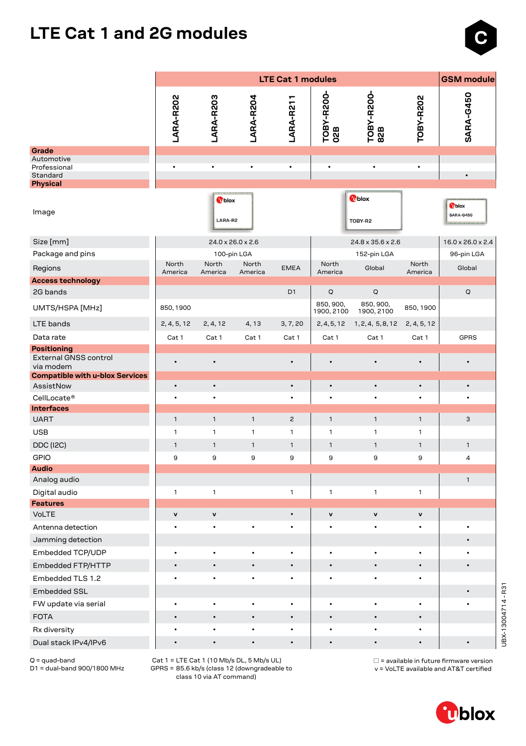# LTE Cat 1 and 2G modules

| | LTE Cat 1 modules | | | | | | | GSM module |
|---|---|---|---|---|---|---|---|---|
| | LARA-R202 | LARA-R203 | LARA-R204 | LARA-R211 | TOBY-R200-02B | TOBY-R200-82B | TOBY-R202 | SARA-G450 |
| **Grade** | | | | | | | | |
| Automotive | | | | | | | | |
| Professional | • | • | • | • | • | • | • | |
| Standard | | | | | | | | • |
| **Physical** | | | | | | | | |
| Image | | LARA-R2 | | | | TOBY-R2 | | SARA-G450 |
| Size [mm] | 24.0 x 26.0 x 2.6 | | | | 24.8 x 35.6 x 2.6 | | | 16.0 x 26.0 x 2.4 |
| Package and pins | 100-pin LGA | | | | 152-pin LGA | | | 96-pin LGA |
| Regions | North America | North America | North America | EMEA | North America | Global | North America | Global |
| **Access technology** | | | | | | | | |
| 2G bands | | | | D1 | Q | Q | | Q |
| UMTS/HSPA [MHz] | 850, 1900 | | | | 850, 900, 1900, 2100 | 850, 900, 1900, 2100 | 850, 1900 | |
| LTE bands | 2, 4, 5, 12 | 2, 4, 12 | 4, 13 | 3, 7, 20 | 2, 4, 5, 12 | 1, 2, 4, 5, 8, 12 | 2, 4, 5, 12 | |
| Data rate | Cat 1 | Cat 1 | Cat 1 | Cat 1 | Cat 1 | Cat 1 | Cat 1 | GPRS |
| **Positioning** | | | | | | | | |
| External GNSS control via modem | • | • | | • | • | • | • | • |
| **Compatible with u-blox Services** | | | | | | | | |
| AssistNow | • | • | | • | • | • | • | • |
| CellLocate® | • | • | | • | • | • | • | • |
| **Interfaces** | | | | | | | | |
| UART | 1 | 1 | 1 | 2 | 1 | 1 | 1 | 3 |
| USB | 1 | 1 | 1 | 1 | 1 | 1 | 1 | |
| DDC (I2C) | 1 | 1 | 1 | 1 | 1 | 1 | 1 | 1 |
| GPIO | 9 | 9 | 9 | 9 | 9 | 9 | 9 | 4 |
| **Audio** | | | | | | | | |
| Analog audio | | | | | | | | 1 |
| Digital audio | 1 | 1 | | 1 | 1 | 1 | 1 | |
| **Features** | | | | | | | | |
| VoLTE | v | v | | • | v | v | v | |
| Antenna detection | • | • | • | • | • | • | • | • |
| Jamming detection | | | | | | | | • |
| Embedded TCP/UDP | • | • | • | • | • | • | • | • |
| Embedded FTP/HTTP | • | • | • | • | • | • | • | • |
| Embedded TLS 1.2 | • | • | • | • | • | • | • | |
| Embedded SSL | | | | | | | | • |
| FW update via serial | • | • | • | • | • | • | • | • |
| FOTA | • | • | • | • | • | • | • | |
| Rx diversity | • | • | • | • | • | • | • | |
| Dual stack IPv4/IPv6 | • | • | • | • | • | • | • | • |

Q = quad-band
D1 = dual-band 900/1800 MHz

Cat 1 = LTE Cat 1 (10 Mb/s DL, 5 Mb/s UL)
GPRS = 85.6 kb/s (class 12 (downgradeable to class 10 via AT command)

□ = available in future firmware version
v = VoLTE available and AT&T certified

UBX-13004714 - R31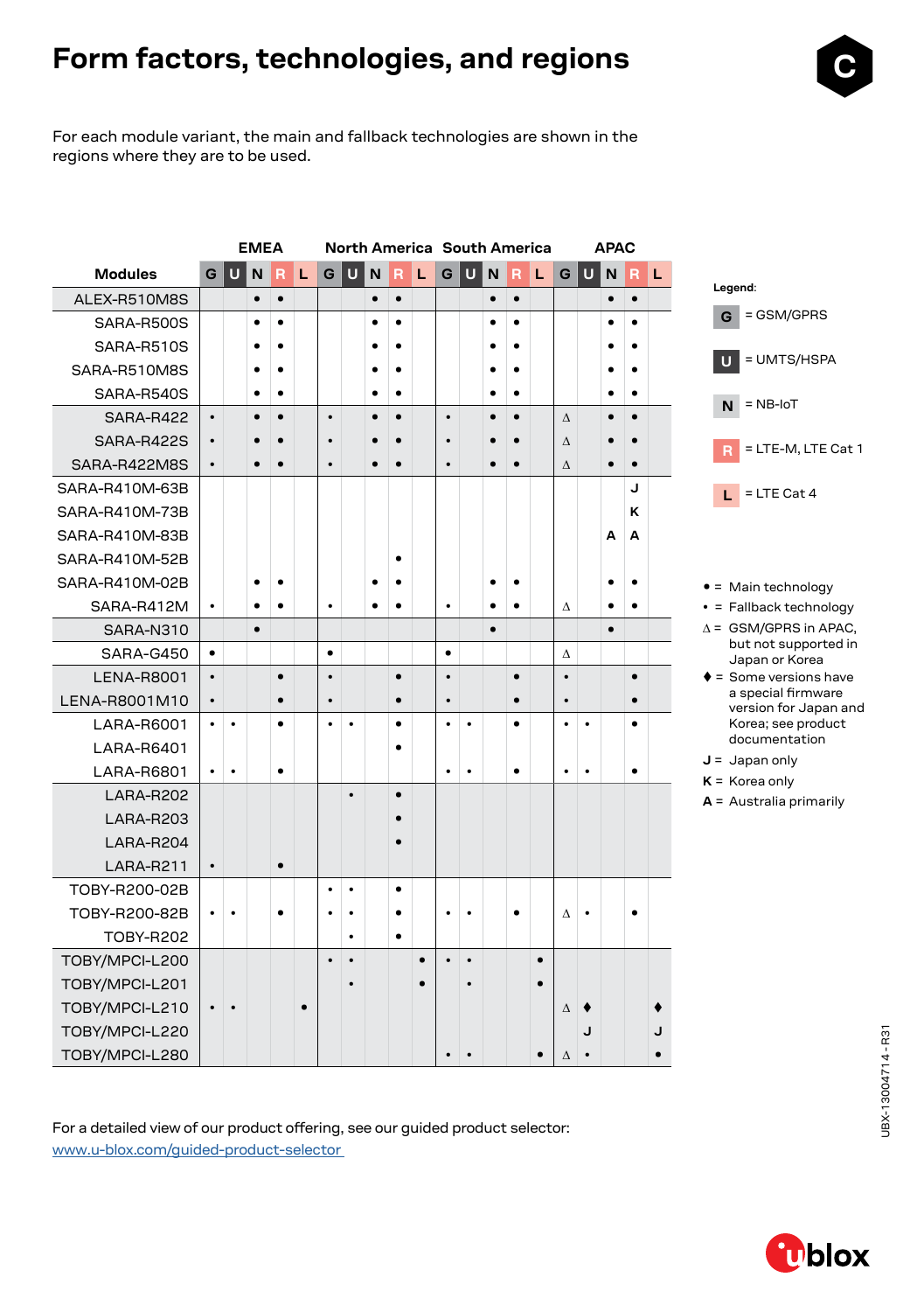# Form factors, technologies, and regions

For each module variant, the main and fallback technologies are shown in the regions where they are to be used.

| Modules | EMEA | | | | | North America | | | | | South America | | | | | APAC | | | | |
|---|---|---|---|---|---|---|---|---|---|---|---|---|---|---|---|---|---|---|---|---|
| | G | U | N | R | L | G | U | N | R | L | G | U | N | R | L | G | U | N | R | L |
| ALEX-R510M8S | | | ● | ● | | | | ● | ● | | | | ● | ● | | | | ● | ● | |
| SARA-R500S | | | ● | ● | | | | ● | ● | | | | ● | ● | | | | ● | ● | |
| SARA-R510S | | | ● | ● | | | | ● | ● | | | | ● | ● | | | | ● | ● | |
| SARA-R510M8S | | | ● | ● | | | | ● | ● | | | | ● | ● | | | | ● | ● | |
| SARA-R540S | | | ● | ● | | | | ● | ● | | | | ● | ● | | | | ● | ● | |
| SARA-R422 | • | | ● | ● | | • | | ● | ● | | • | | ● | ● | | ∆ | | ● | ● | |
| SARA-R422S | • | | ● | ● | | • | | ● | ● | | • | | ● | ● | | ∆ | | ● | ● | |
| SARA-R422M8S | • | | ● | ● | | • | | ● | ● | | • | | ● | ● | | ∆ | | ● | ● | |
| SARA-R410M-63B | | | | | | | | | | | | | | | | | | | J | |
| SARA-R410M-73B | | | | | | | | | | | | | | | | | | | K | |
| SARA-R410M-83B | | | | | | | | | | | | | | | | | | A | A | |
| SARA-R410M-52B | | | | | | | | | ● | | | | | | | | | | | |
| SARA-R410M-02B | | | ● | ● | | | | ● | ● | | | | ● | ● | | | | ● | ● | |
| SARA-R412M | • | | ● | ● | | • | | ● | ● | | • | | ● | ● | | ∆ | | ● | ● | |
| SARA-N310 | | | ● | | | | | | | | | | ● | | | | | ● | | |
| SARA-G450 | ● | | | | | ● | | | | | ● | | | | | ∆ | | | | |
| LENA-R8001 | • | | | ● | | • | | | ● | | • | | | ● | | • | | | ● | |
| LENA-R8001M10 | • | | | ● | | • | | | ● | | • | | | ● | | • | | | ● | |
| LARA-R6001 | • | • | | ● | | • | • | | ● | | • | • | | ● | | • | • | | ● | |
| LARA-R6401 | | | | | | | | | ● | | | | | | | | | | | |
| LARA-R6801 | • | • | | ● | | | | | | | • | • | | ● | | • | • | | ● | |
| LARA-R202 | | | | | | | • | | ● | | | | | | | | | | | |
| LARA-R203 | | | | | | | | | ● | | | | | | | | | | | |
| LARA-R204 | | | | | | | | | ● | | | | | | | | | | | |
| LARA-R211 | • | | | ● | | | | | | | | | | | | | | | | |
| TOBY-R200-02B | | | | | | • | • | | ● | | | | | | | | | | | |
| TOBY-R200-82B | • | • | | ● | | • | • | | ● | | • | • | | ● | | ∆ | • | | ● | |
| TOBY-R202 | | | | | | | • | | ● | | | | | | | | | | | |
| TOBY/MPCI-L200 | | | | | | • | • | | | ● | • | • | | | ● | | | | | |
| TOBY/MPCI-L201 | | | | | | | • | | | ● | | • | | | ● | | | | | |
| TOBY/MPCI-L210 | • | • | | | ● | | | | | | | | | | | ∆ | ♦ | | | ♦ |
| TOBY/MPCI-L220 | | | | | | | | | | | | | | | | | J | | | J |
| TOBY/MPCI-L280 | | | | | | | | | | | • | • | | | ● | ∆ | • | | | ● |

**Legend:**

- G = GSM/GPRS
- U = UMTS/HSPA
- N = NB-IoT
- R = LTE-M, LTE Cat 1
- L = LTE Cat 4

- ● = Main technology
- • = Fallback technology
- ∆ = GSM/GPRS in APAC, but not supported in Japan or Korea
- ♦ = Some versions have a special firmware version for Japan and Korea; see product documentation
- J = Japan only
- K = Korea only
- A = Australia primarily

For a detailed view of our product offering, see our guided product selector:
www.u-blox.com/guided-product-selector

UBX-13004714 - R31